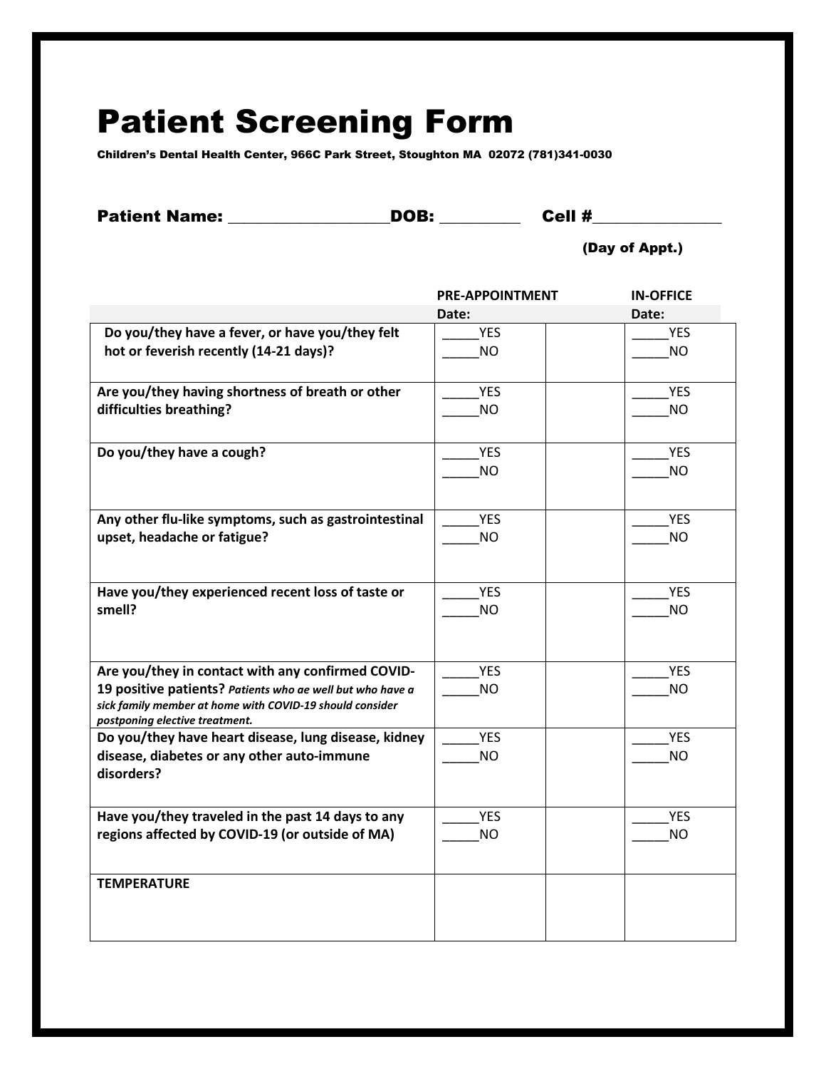# Patient Screening Form

**Children's Dental Health Center, 966C Park Street, Stoughton MA 02072 (781)341-0030**

**Patient Name:** ___________________ **DOB:** _________ **Cell #**_______________

**(Day of Appt.)**

| | PRE-APPOINTMENT Date: | | IN-OFFICE Date: |
|---|---|---|---|
| **Do you/they have a fever, or have you/they felt hot or feverish recently (14-21 days)?** | _____YES _____NO | | _____YES _____NO |
| **Are you/they having shortness of breath or other difficulties breathing?** | _____YES _____NO | | _____YES _____NO |
| **Do you/they have a cough?** | _____YES _____NO | | _____YES _____NO |
| **Any other flu-like symptoms, such as gastrointestinal upset, headache or fatigue?** | _____YES _____NO | | _____YES _____NO |
| **Have you/they experienced recent loss of taste or smell?** | _____YES _____NO | | _____YES _____NO |
| **Are you/they in contact with any confirmed COVID-19 positive patients?** ***Patients who ae well but who have a sick family member at home with COVID-19 should consider postponing elective treatment.*** | _____YES _____NO | | _____YES _____NO |
| **Do you/they have heart disease, lung disease, kidney disease, diabetes or any other auto-immune disorders?** | _____YES _____NO | | _____YES _____NO |
| **Have you/they traveled in the past 14 days to any regions affected by COVID-19 (or outside of MA)** | _____YES _____NO | | _____YES _____NO |
| **TEMPERATURE** | | | |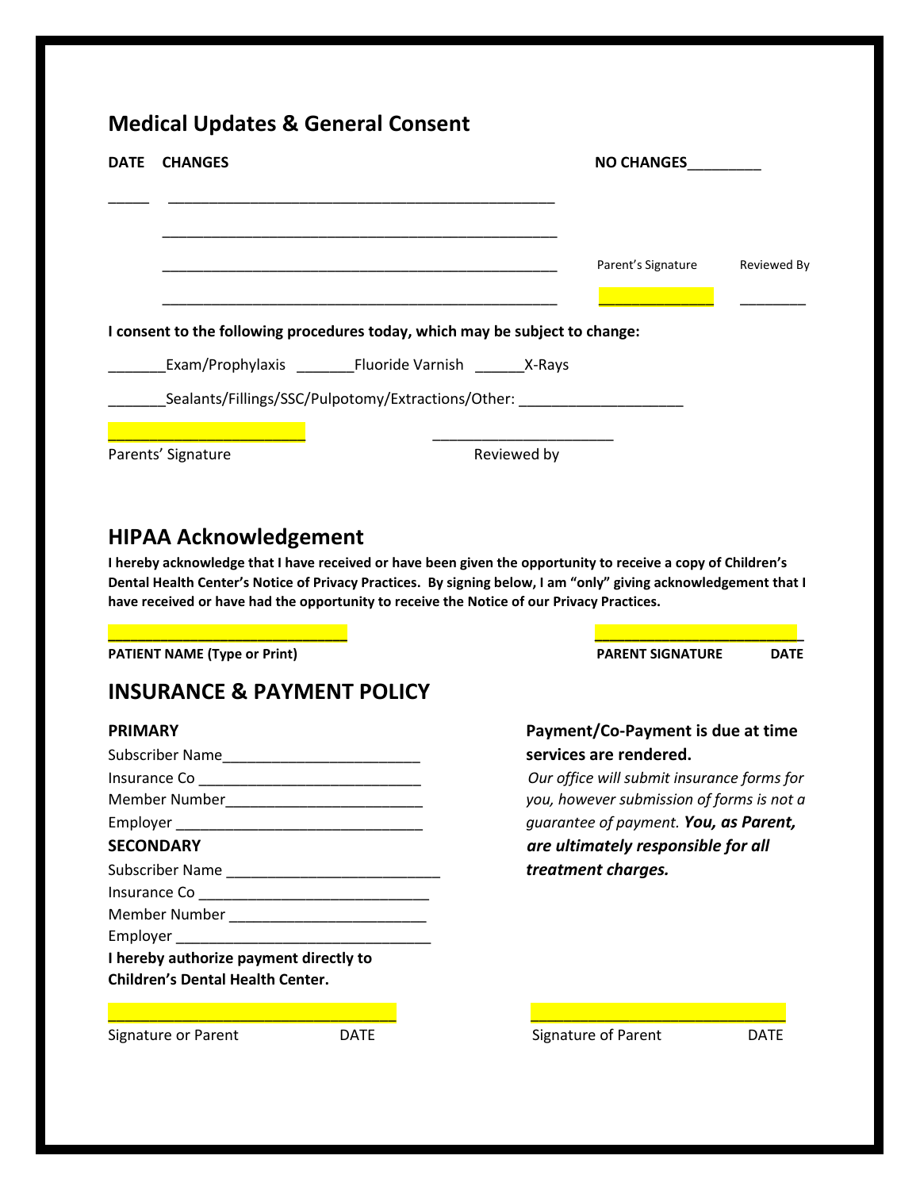## Medical Updates & General Consent

**DATE** **CHANGES** **NO CHANGES**_________

_____ _______________________________________________

_______________________________________________

_______________________________________________ Parent's Signature Reviewed By

_______________________________________________ ______________ ________

**I consent to the following procedures today, which may be subject to change:**

_______Exam/Prophylaxis _______Fluoride Varnish ______X-Rays

_______Sealants/Fillings/SSC/Pulpotomy/Extractions/Other: ____________________

________________________ ______________________

Parents' Signature Reviewed by

## HIPAA Acknowledgement

**I hereby acknowledge that I have received or have been given the opportunity to receive a copy of Children's Dental Health Center's Notice of Privacy Practices. By signing below, I am "only" giving acknowledgement that I have received or have had the opportunity to receive the Notice of our Privacy Practices.**

_____________________________ _________________________

**PATIENT NAME (Type or Print)** **PARENT SIGNATURE** **DATE**

## INSURANCE & PAYMENT POLICY

**PRIMARY**

Subscriber Name________________________

Insurance Co ___________________________

Member Number________________________

Employer ______________________________

**SECONDARY**

Subscriber Name __________________________

Insurance Co ____________________________

Member Number _________________________

Employer _______________________________

**I hereby authorize payment directly to Children's Dental Health Center.**

**Payment/Co-Payment is due at time services are rendered.**

*Our office will submit insurance forms for you, however submission of forms is not a guarantee of payment.* ***You, as Parent, are ultimately responsible for all treatment charges.***

___________________________________ _______________________________

Signature or Parent DATE Signature of Parent DATE